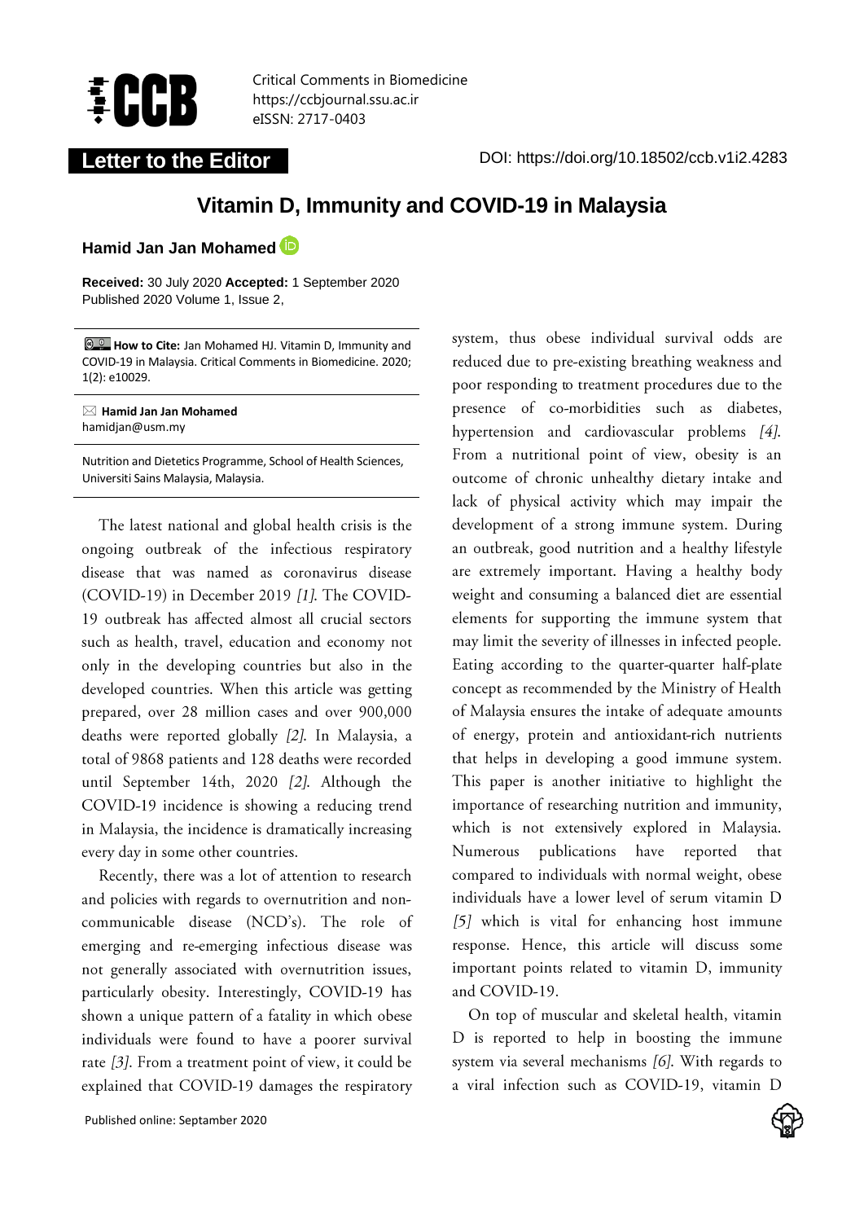Critical Comments in Biomedicine
https://ccbjournal.ssu.ac.ir
eISSN: 2717-0403

**Letter to the Editor**

DOI: https://doi.org/10.18502/ccb.v1i2.4283

# Vitamin D, Immunity and COVID-19 in Malaysia

**Hamid Jan Jan Mohamed**

**Received:** 30 July 2020 **Accepted:** 1 September 2020
Published 2020 Volume 1, Issue 2,

**How to Cite:** Jan Mohamed HJ. Vitamin D, Immunity and COVID-19 in Malaysia. Critical Comments in Biomedicine. 2020; 1(2): e10029.

**Hamid Jan Jan Mohamed**
hamidjan@usm.my

Nutrition and Dietetics Programme, School of Health Sciences, Universiti Sains Malaysia, Malaysia.

The latest national and global health crisis is the ongoing outbreak of the infectious respiratory disease that was named as coronavirus disease (COVID-19) in December 2019 *[1]*. The COVID-19 outbreak has affected almost all crucial sectors such as health, travel, education and economy not only in the developing countries but also in the developed countries. When this article was getting prepared, over 28 million cases and over 900,000 deaths were reported globally *[2]*. In Malaysia, a total of 9868 patients and 128 deaths were recorded until September 14th, 2020 *[2]*. Although the COVID-19 incidence is showing a reducing trend in Malaysia, the incidence is dramatically increasing every day in some other countries.

Recently, there was a lot of attention to research and policies with regards to overnutrition and non-communicable disease (NCD's). The role of emerging and re-emerging infectious disease was not generally associated with overnutrition issues, particularly obesity. Interestingly, COVID-19 has shown a unique pattern of a fatality in which obese individuals were found to have a poorer survival rate *[3]*. From a treatment point of view, it could be explained that COVID-19 damages the respiratory system, thus obese individual survival odds are reduced due to pre-existing breathing weakness and poor responding to treatment procedures due to the presence of co-morbidities such as diabetes, hypertension and cardiovascular problems *[4]*. From a nutritional point of view, obesity is an outcome of chronic unhealthy dietary intake and lack of physical activity which may impair the development of a strong immune system. During an outbreak, good nutrition and a healthy lifestyle are extremely important. Having a healthy body weight and consuming a balanced diet are essential elements for supporting the immune system that may limit the severity of illnesses in infected people. Eating according to the quarter-quarter half-plate concept as recommended by the Ministry of Health of Malaysia ensures the intake of adequate amounts of energy, protein and antioxidant-rich nutrients that helps in developing a good immune system. This paper is another initiative to highlight the importance of researching nutrition and immunity, which is not extensively explored in Malaysia. Numerous publications have reported that compared to individuals with normal weight, obese individuals have a lower level of serum vitamin D *[5]* which is vital for enhancing host immune response. Hence, this article will discuss some important points related to vitamin D, immunity and COVID-19.

On top of muscular and skeletal health, vitamin D is reported to help in boosting the immune system via several mechanisms *[6]*. With regards to a viral infection such as COVID-19, vitamin D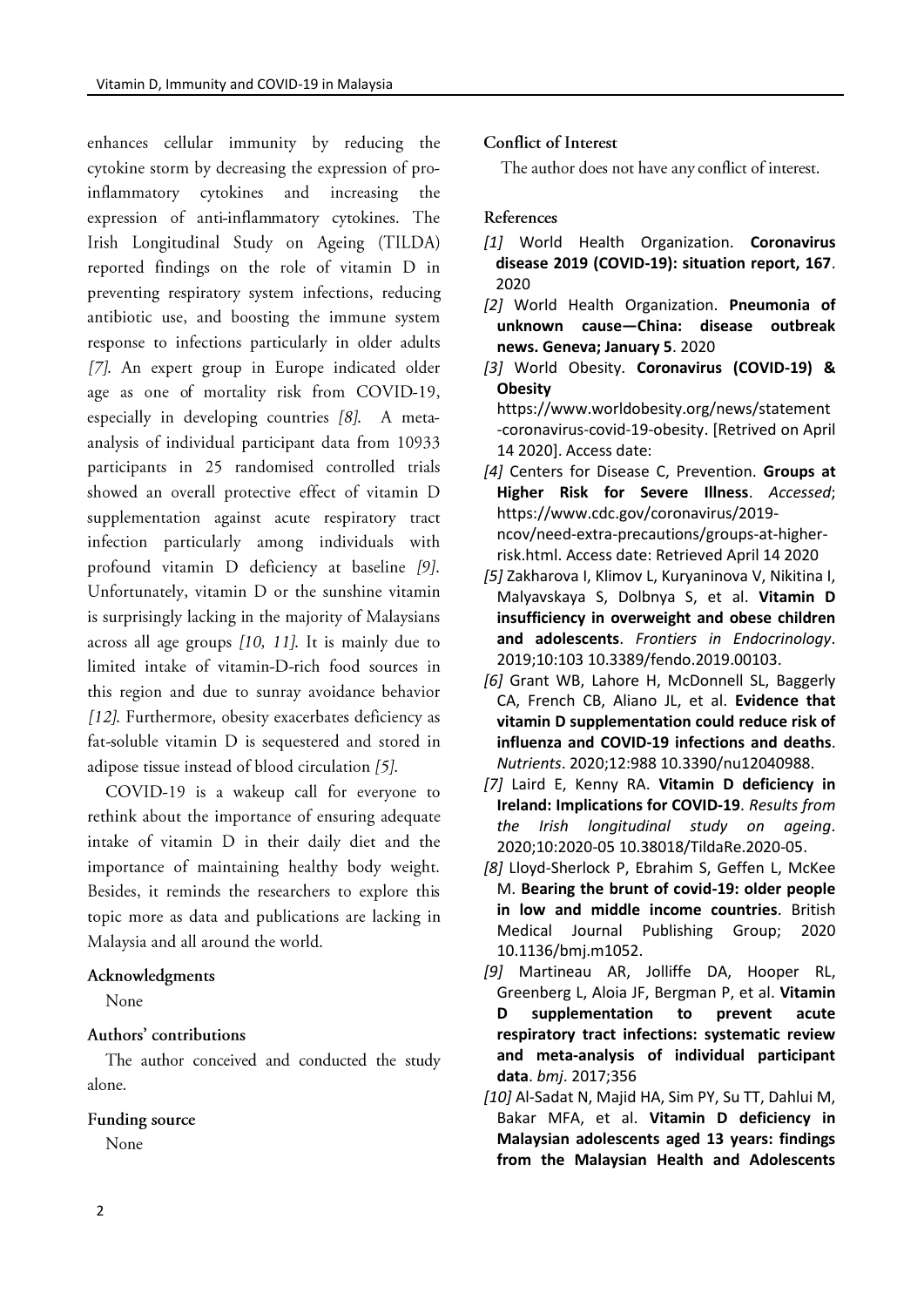enhances cellular immunity by reducing the cytokine storm by decreasing the expression of pro-inflammatory cytokines and increasing the expression of anti-inflammatory cytokines. The Irish Longitudinal Study on Ageing (TILDA) reported findings on the role of vitamin D in preventing respiratory system infections, reducing antibiotic use, and boosting the immune system response to infections particularly in older adults *[7]*. An expert group in Europe indicated older age as one of mortality risk from COVID-19, especially in developing countries *[8]*. A meta-analysis of individual participant data from 10933 participants in 25 randomised controlled trials showed an overall protective effect of vitamin D supplementation against acute respiratory tract infection particularly among individuals with profound vitamin D deficiency at baseline *[9]*. Unfortunately, vitamin D or the sunshine vitamin is surprisingly lacking in the majority of Malaysians across all age groups *[10, 11]*. It is mainly due to limited intake of vitamin-D-rich food sources in this region and due to sunray avoidance behavior *[12]*. Furthermore, obesity exacerbates deficiency as fat-soluble vitamin D is sequestered and stored in adipose tissue instead of blood circulation *[5]*.

COVID-19 is a wakeup call for everyone to rethink about the importance of ensuring adequate intake of vitamin D in their daily diet and the importance of maintaining healthy body weight. Besides, it reminds the researchers to explore this topic more as data and publications are lacking in Malaysia and all around the world.

## Acknowledgments

None

## Authors' contributions

The author conceived and conducted the study alone.

## Funding source

None

## Conflict of Interest

The author does not have any conflict of interest.

## References

*[1]* World Health Organization. **Coronavirus disease 2019 (COVID-19): situation report, 167**. 2020

*[2]* World Health Organization. **Pneumonia of unknown cause—China: disease outbreak news. Geneva; January 5**. 2020

*[3]* World Obesity. **Coronavirus (COVID-19) & Obesity** https://www.worldobesity.org/news/statement-coronavirus-covid-19-obesity. [Retrived on April 14 2020]. Access date:

*[4]* Centers for Disease C, Prevention. **Groups at Higher Risk for Severe Illness**. *Accessed*; https://www.cdc.gov/coronavirus/2019-ncov/need-extra-precautions/groups-at-higher-risk.html. Access date: Retrieved April 14 2020

*[5]* Zakharova I, Klimov L, Kuryaninova V, Nikitina I, Malyavskaya S, Dolbnya S, et al. **Vitamin D insufficiency in overweight and obese children and adolescents**. *Frontiers in Endocrinology*. 2019;10:103 10.3389/fendo.2019.00103.

*[6]* Grant WB, Lahore H, McDonnell SL, Baggerly CA, French CB, Aliano JL, et al. **Evidence that vitamin D supplementation could reduce risk of influenza and COVID-19 infections and deaths**. *Nutrients*. 2020;12:988 10.3390/nu12040988.

*[7]* Laird E, Kenny RA. **Vitamin D deficiency in Ireland: Implications for COVID-19**. *Results from the Irish longitudinal study on ageing*. 2020;10:2020-05 10.38018/TildaRe.2020-05.

*[8]* Lloyd-Sherlock P, Ebrahim S, Geffen L, McKee M. **Bearing the brunt of covid-19: older people in low and middle income countries**. British Medical Journal Publishing Group; 2020 10.1136/bmj.m1052.

*[9]* Martineau AR, Jolliffe DA, Hooper RL, Greenberg L, Aloia JF, Bergman P, et al. **Vitamin D supplementation to prevent acute respiratory tract infections: systematic review and meta-analysis of individual participant data**. *bmj*. 2017;356

*[10]* Al-Sadat N, Majid HA, Sim PY, Su TT, Dahlui M, Bakar MFA, et al. **Vitamin D deficiency in Malaysian adolescents aged 13 years: findings from the Malaysian Health and Adolescents**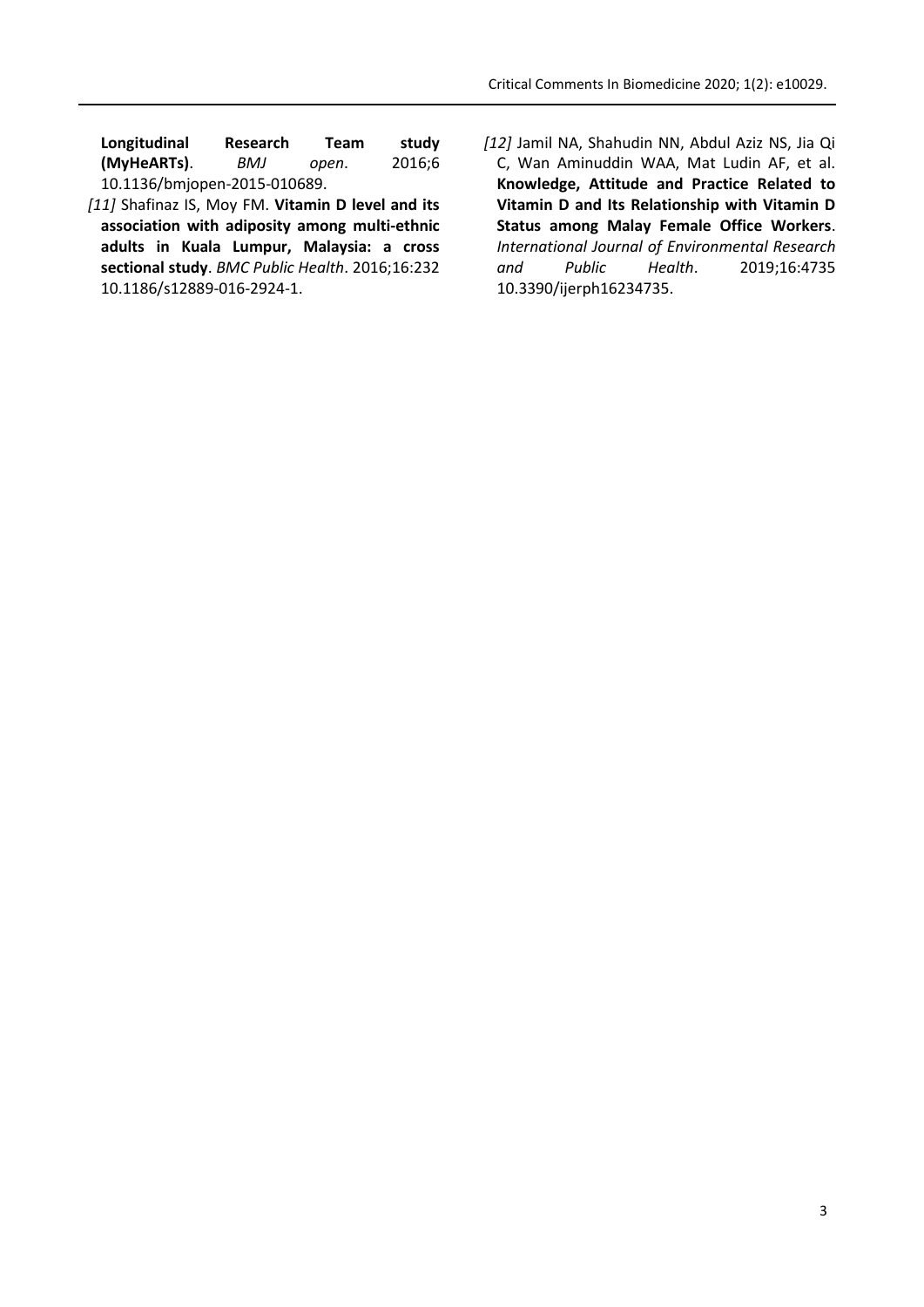**Longitudinal Research Team study (MyHeARTs)**. *BMJ open*. 2016;6 10.1136/bmjopen-2015-010689.

*[11]* Shafinaz IS, Moy FM. **Vitamin D level and its association with adiposity among multi-ethnic adults in Kuala Lumpur, Malaysia: a cross sectional study**. *BMC Public Health*. 2016;16:232 10.1186/s12889-016-2924-1.

*[12]* Jamil NA, Shahudin NN, Abdul Aziz NS, Jia Qi C, Wan Aminuddin WAA, Mat Ludin AF, et al. **Knowledge, Attitude and Practice Related to Vitamin D and Its Relationship with Vitamin D Status among Malay Female Office Workers**. *International Journal of Environmental Research and Public Health*. 2019;16:4735 10.3390/ijerph16234735.